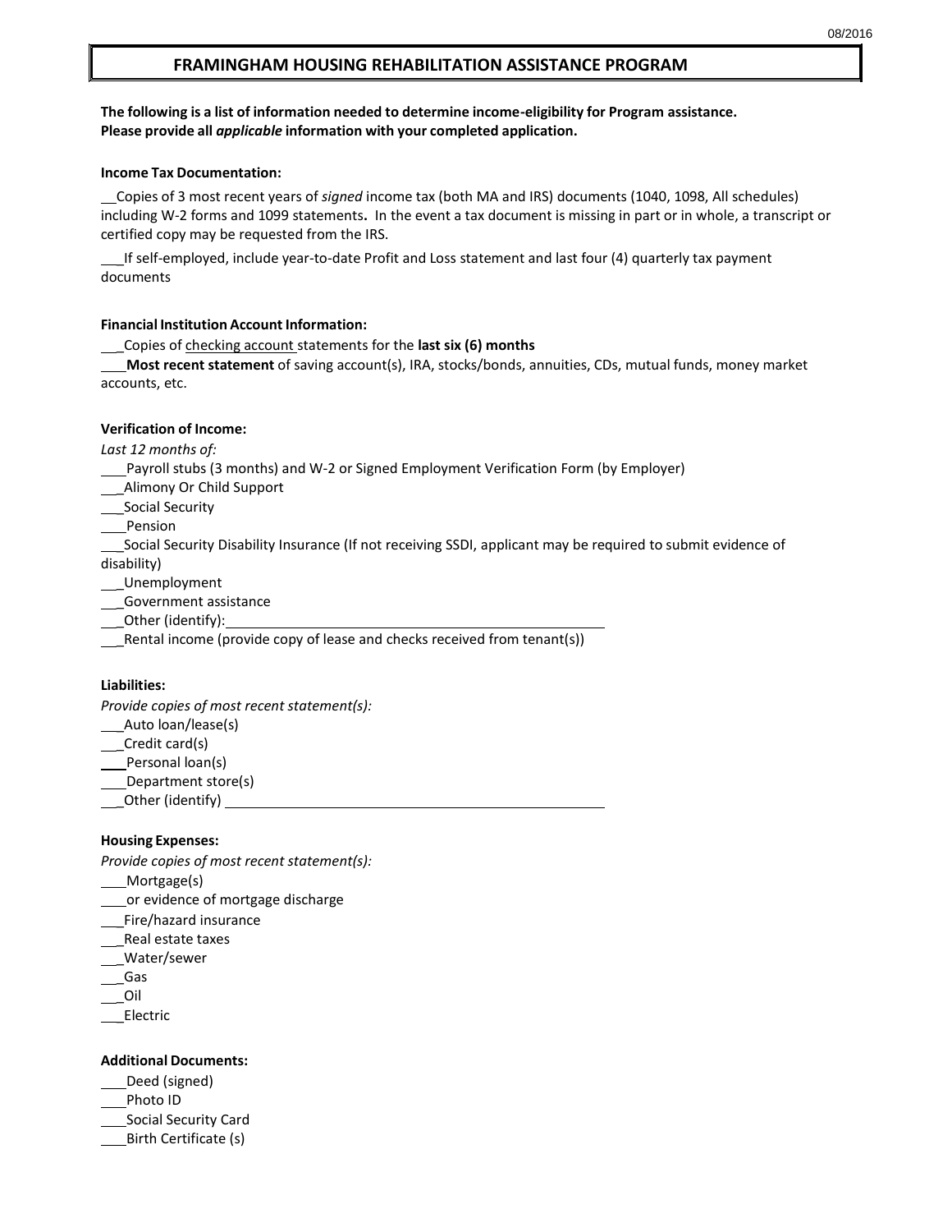# FRAMINGHAM HOUSING REHABILITATION ASSISTANCE PROGRAM

**The following is a list of information needed to determine income-eligibility for Program assistance. Please provide all *applicable* information with your completed application.**

**Income Tax Documentation:**

__Copies of 3 most recent years of *signed* income tax (both MA and IRS) documents (1040, 1098, All schedules) including W-2 forms and 1099 statements**.** In the event a tax document is missing in part or in whole, a transcript or certified copy may be requested from the IRS.

___If self-employed, include year-to-date Profit and Loss statement and last four (4) quarterly tax payment documents

**Financial Institution Account Information:**

___Copies of checking account statements for the **last six (6) months**

___**Most recent statement** of saving account(s), IRA, stocks/bonds, annuities, CDs, mutual funds, money market accounts, etc.

**Verification of Income:**

*Last 12 months of:*

___Payroll stubs (3 months) and W-2 or Signed Employment Verification Form (by Employer)

___Alimony Or Child Support

___Social Security

___Pension

___Social Security Disability Insurance (If not receiving SSDI, applicant may be required to submit evidence of disability)

___Unemployment

___Government assistance

___Other (identify):______________________________

___Rental income (provide copy of lease and checks received from tenant(s))

**Liabilities:**

*Provide copies of most recent statement(s):*

___Auto loan/lease(s)

___Credit card(s)

___Personal loan(s)

___Department store(s)

___Other (identify) ______________________________

**Housing Expenses:**

*Provide copies of most recent statement(s):*

___Mortgage(s)

___or evidence of mortgage discharge

___Fire/hazard insurance

___Real estate taxes

___Water/sewer

___Gas

___Oil

___Electric

**Additional Documents:**

___Deed (signed)

___Photo ID

___Social Security Card

___Birth Certificate (s)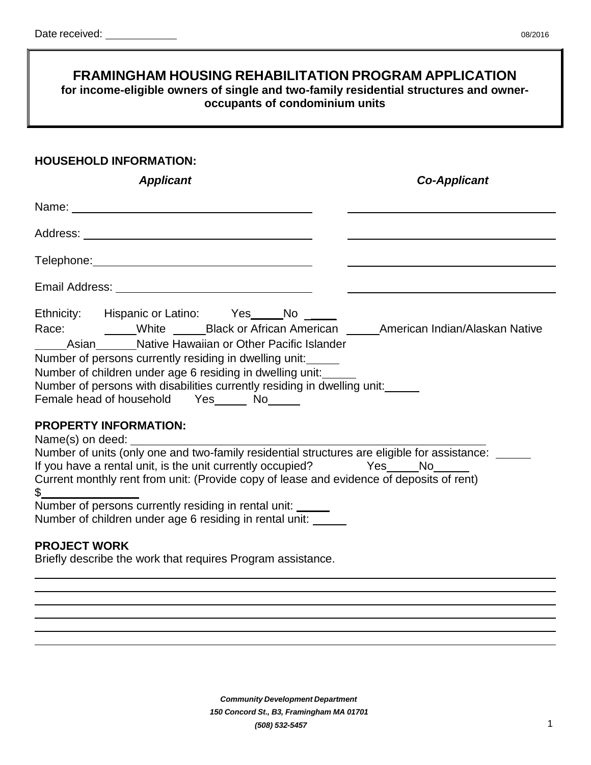Date received: \_\_\_\_\_\_\_\_\_\_\_\_ 08/2016

# FRAMINGHAM HOUSING REHABILITATION PROGRAM APPLICATION

**for income-eligible owners of single and two-family residential structures and owner-occupants of condominium units**

## HOUSEHOLD INFORMATION:

| | *Applicant* | *Co-Applicant* |
|---|---|---|
| Name: | \_\_\_\_\_\_\_\_\_\_\_\_\_\_\_\_\_\_\_\_\_\_\_\_ | \_\_\_\_\_\_\_\_\_\_\_\_\_\_\_\_\_\_\_\_\_\_\_\_ |
| Address: | \_\_\_\_\_\_\_\_\_\_\_\_\_\_\_\_\_\_\_\_\_\_\_\_ | \_\_\_\_\_\_\_\_\_\_\_\_\_\_\_\_\_\_\_\_\_\_\_\_ |
| Telephone: | \_\_\_\_\_\_\_\_\_\_\_\_\_\_\_\_\_\_\_\_\_\_\_\_ | \_\_\_\_\_\_\_\_\_\_\_\_\_\_\_\_\_\_\_\_\_\_\_\_ |
| Email Address: | \_\_\_\_\_\_\_\_\_\_\_\_\_\_\_\_\_\_\_\_\_\_\_\_ | \_\_\_\_\_\_\_\_\_\_\_\_\_\_\_\_\_\_\_\_\_\_\_\_ |

Ethnicity: Hispanic or Latino: Yes\_\_\_\_\_No \_\_\_\_\_

Race: \_\_\_\_\_White \_\_\_\_\_Black or African American \_\_\_\_\_American Indian/Alaskan Native \_\_\_\_\_Asian\_\_\_\_\_\_Native Hawaiian or Other Pacific Islander

Number of persons currently residing in dwelling unit:\_\_\_\_\_

Number of children under age 6 residing in dwelling unit:\_\_\_\_\_

Number of persons with disabilities currently residing in dwelling unit:\_\_\_\_\_

Female head of household Yes\_\_\_\_\_ No\_\_\_\_\_

## PROPERTY INFORMATION:

Name(s) on deed: \_\_\_\_\_\_\_\_\_\_\_\_\_\_\_\_\_\_\_\_\_\_\_\_\_\_\_\_\_\_\_\_\_\_\_\_\_\_\_\_\_\_\_\_

Number of units (only one and two-family residential structures are eligible for assistance: \_\_\_\_\_

If you have a rental unit, is the unit currently occupied? Yes\_\_\_\_\_No\_\_\_\_\_\_

Current monthly rent from unit: (Provide copy of lease and evidence of deposits of rent)

$\_\_\_\_\_\_\_\_\_\_\_\_\_\_\_

Number of persons currently residing in rental unit: \_\_\_\_\_

Number of children under age 6 residing in rental unit: \_\_\_\_\_

## PROJECT WORK

Briefly describe the work that requires Program assistance.

\_\_\_\_\_\_\_\_\_\_\_\_\_\_\_\_\_\_\_\_\_\_\_\_\_\_\_\_\_\_\_\_\_\_\_\_\_\_\_\_\_\_\_\_\_\_\_\_\_\_\_\_\_\_\_\_\_\_\_\_\_\_

\_\_\_\_\_\_\_\_\_\_\_\_\_\_\_\_\_\_\_\_\_\_\_\_\_\_\_\_\_\_\_\_\_\_\_\_\_\_\_\_\_\_\_\_\_\_\_\_\_\_\_\_\_\_\_\_\_\_\_\_\_\_

\_\_\_\_\_\_\_\_\_\_\_\_\_\_\_\_\_\_\_\_\_\_\_\_\_\_\_\_\_\_\_\_\_\_\_\_\_\_\_\_\_\_\_\_\_\_\_\_\_\_\_\_\_\_\_\_\_\_\_\_\_\_

\_\_\_\_\_\_\_\_\_\_\_\_\_\_\_\_\_\_\_\_\_\_\_\_\_\_\_\_\_\_\_\_\_\_\_\_\_\_\_\_\_\_\_\_\_\_\_\_\_\_\_\_\_\_\_\_\_\_\_\_\_\_

\_\_\_\_\_\_\_\_\_\_\_\_\_\_\_\_\_\_\_\_\_\_\_\_\_\_\_\_\_\_\_\_\_\_\_\_\_\_\_\_\_\_\_\_\_\_\_\_\_\_\_\_\_\_\_\_\_\_\_\_\_\_

\_\_\_\_\_\_\_\_\_\_\_\_\_\_\_\_\_\_\_\_\_\_\_\_\_\_\_\_\_\_\_\_\_\_\_\_\_\_\_\_\_\_\_\_\_\_\_\_\_\_\_\_\_\_\_\_\_\_\_\_\_\_

***Community Development Department***
***150 Concord St., B3, Framingham MA 01701***
***(508) 532-5457***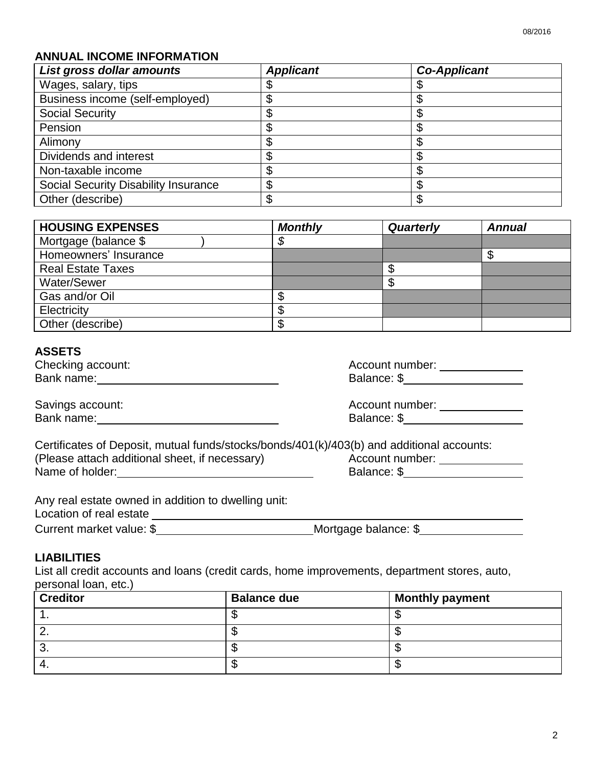08/2016

## ANNUAL INCOME INFORMATION

| *List gross dollar amounts* | *Applicant* | *Co-Applicant* |
|---|---|---|
| Wages, salary, tips | $ | $ |
| Business income (self-employed) | $ | $ |
| Social Security | $ | $ |
| Pension | $ | $ |
| Alimony | $ | $ |
| Dividends and interest | $ | $ |
| Non-taxable income | $ | $ |
| Social Security Disability Insurance | $ | $ |
| Other (describe) | $ | $ |

| **HOUSING EXPENSES** | *Monthly* | *Quarterly* | *Annual* |
|---|---|---|---|
| Mortgage (balance $ ) | *$* | | |
| Homeowners' Insurance | | | $ |
| Real Estate Taxes | | $ | |
| Water/Sewer | | $ | |
| Gas and/or Oil | $ | | |
| Electricity | $ | | |
| Other (describe) | $ | | |

## ASSETS

Checking account: Account number: ____________
Bank name: ____________________________ Balance: $__________________

Savings account: Account number: ____________
Bank name: ____________________________ Balance: $__________________

Certificates of Deposit, mutual funds/stocks/bonds/401(k)/403(b) and additional accounts:
(Please attach additional sheet, if necessary) Account number: ____________
Name of holder: ____________________________ Balance: $__________________

Any real estate owned in addition to dwelling unit:
Location of real estate ________________________________________________
Current market value: $________________________ Mortgage balance: $________________

## LIABILITIES

List all credit accounts and loans (credit cards, home improvements, department stores, auto, personal loan, etc.)

| Creditor | Balance due | Monthly payment |
|---|---|---|
| 1. | $ | $ |
| 2. | $ | $ |
| 3. | $ | $ |
| 4. | $ | $ |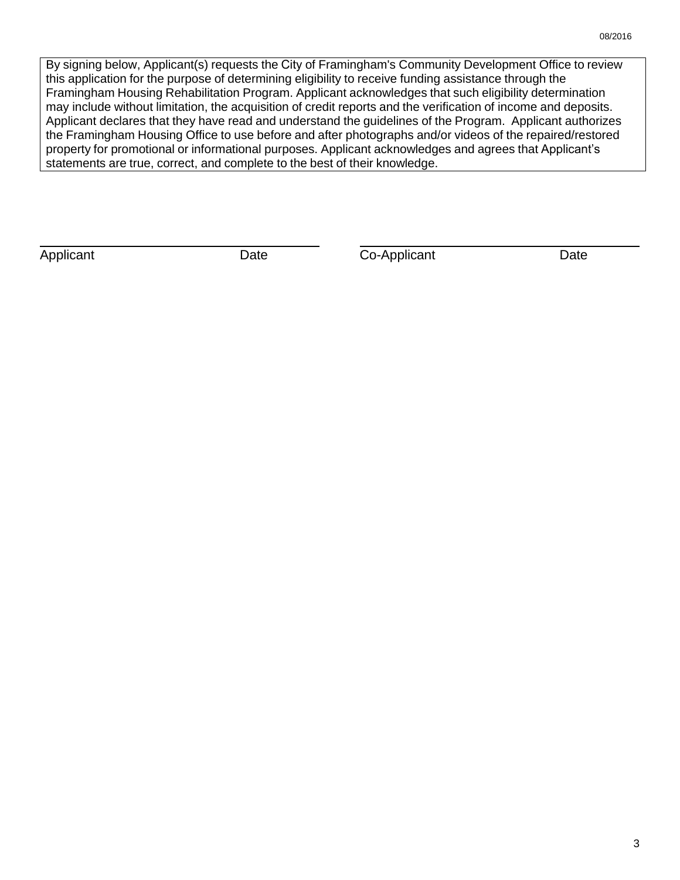By signing below, Applicant(s) requests the City of Framingham's Community Development Office to review this application for the purpose of determining eligibility to receive funding assistance through the Framingham Housing Rehabilitation Program. Applicant acknowledges that such eligibility determination may include without limitation, the acquisition of credit reports and the verification of income and deposits. Applicant declares that they have read and understand the guidelines of the Program. Applicant authorizes the Framingham Housing Office to use before and after photographs and/or videos of the repaired/restored property for promotional or informational purposes. Applicant acknowledges and agrees that Applicant's statements are true, correct, and complete to the best of their knowledge.

\_\_\_\_\_\_\_\_\_\_\_\_\_\_\_\_\_\_\_\_\_\_\_\_\_\_\_\_\_\_\_\_\_\_\_\_\_\_\_\_
Applicant Date

\_\_\_\_\_\_\_\_\_\_\_\_\_\_\_\_\_\_\_\_\_\_\_\_\_\_\_\_\_\_\_\_\_\_\_\_\_\_\_\_
Co-Applicant Date